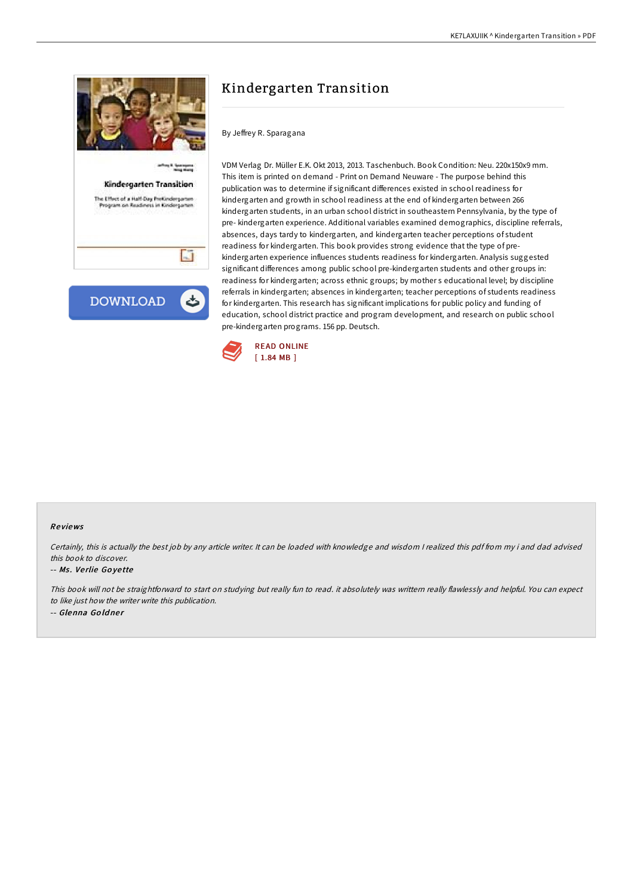# Kindergarten Transition

By Jeffrey R. Sparagana

VDM Verlag Dr. Müller E.K. Okt 2013, 2013. Taschenbuch. Book Condition: Neu. 220x150x9 mm. This item is printed on demand - Print on Demand Neuware - The purpose behind this publication was to determine if significant differences existed in school readiness for kindergarten and growth in school readiness at the end of kindergarten between 266 kindergarten students, in an urban school district in southeastern Pennsylvania, by the type of pre- kindergarten experience. Additional variables examined demographics, discipline referrals, absences, days tardy to kindergarten, and kindergarten teacher perceptions of student readiness for kindergarten. This book provides strong evidence that the type of pre-kindergarten experience influences students readiness for kindergarten. Analysis suggested significant differences among public school pre-kindergarten students and other groups in: readiness for kindergarten; across ethnic groups; by mother s educational level; by discipline referrals in kindergarten; absences in kindergarten; teacher perceptions of students readiness for kindergarten. This research has significant implications for public policy and funding of education, school district practice and program development, and research on public school pre-kindergarten programs. 156 pp. Deutsch.

READ ONLINE
[ 1.84 MB ]

## Reviews

*Certainly, this is actually the best job by any article writer. It can be loaded with knowledge and wisdom I realized this pdf from my i and dad advised this book to discover.*

-- *Ms. Verlie Goyette*

*This book will not be straightforward to start on studying but really fun to read. it absolutely was writtern really flawlessly and helpful. You can expect to like just how the writer write this publication.*

-- *Glenna Goldner*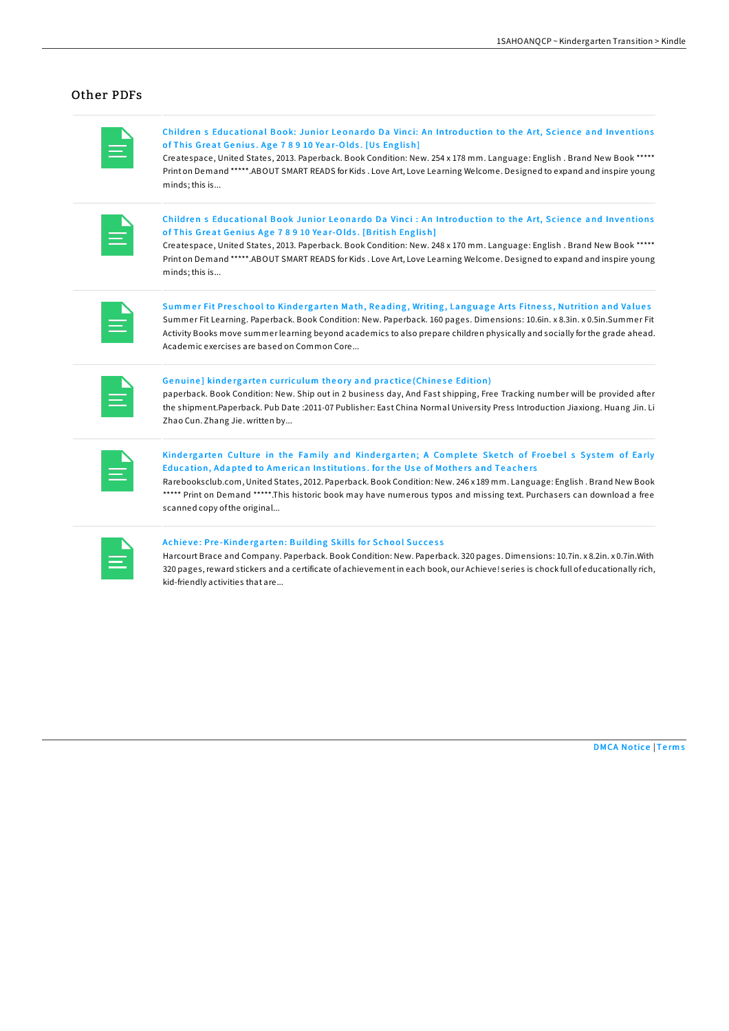## Other PDFs

**Children s Educational Book: Junior Leonardo Da Vinci: An Introduction to the Art, Science and Inventions of This Great Genius. Age 7 8 9 10 Year-Olds. [Us English]**

Createspace, United States, 2013. Paperback. Book Condition: New. 254 x 178 mm. Language: English . Brand New Book ***** Print on Demand *****.ABOUT SMART READS for Kids . Love Art, Love Learning Welcome. Designed to expand and inspire young minds; this is...

**Children s Educational Book Junior Leonardo Da Vinci : An Introduction to the Art, Science and Inventions of This Great Genius Age 7 8 9 10 Year-Olds. [British English]**

Createspace, United States, 2013. Paperback. Book Condition: New. 248 x 170 mm. Language: English . Brand New Book ***** Print on Demand *****.ABOUT SMART READS for Kids . Love Art, Love Learning Welcome. Designed to expand and inspire young minds; this is...

**Summer Fit Preschool to Kindergarten Math, Reading, Writing, Language Arts Fitness, Nutrition and Values**

Summer Fit Learning. Paperback. Book Condition: New. Paperback. 160 pages. Dimensions: 10.6in. x 8.3in. x 0.5in.Summer Fit Activity Books move summer learning beyond academics to also prepare children physically and socially for the grade ahead. Academic exercises are based on Common Core...

**Genuine] kindergarten curriculum theory and practice(Chinese Edition)**

paperback. Book Condition: New. Ship out in 2 business day, And Fast shipping, Free Tracking number will be provided after the shipment.Paperback. Pub Date :2011-07 Publisher: East China Normal University Press Introduction Jiaxiong. Huang Jin. Li Zhao Cun. Zhang Jie. written by...

**Kindergarten Culture in the Family and Kindergarten; A Complete Sketch of Froebel s System of Early Education, Adapted to American Institutions. for the Use of Mothers and Teachers**

Rarebooksclub.com, United States, 2012. Paperback. Book Condition: New. 246 x 189 mm. Language: English . Brand New Book ***** Print on Demand *****.This historic book may have numerous typos and missing text. Purchasers can download a free scanned copy of the original...

**Achieve: Pre-Kindergarten: Building Skills for School Success**

Harcourt Brace and Company. Paperback. Book Condition: New. Paperback. 320 pages. Dimensions: 10.7in. x 8.2in. x 0.7in.With 320 pages, reward stickers and a certificate of achievement in each book, our Achieve! series is chock full of educationally rich, kid-friendly activities that are...